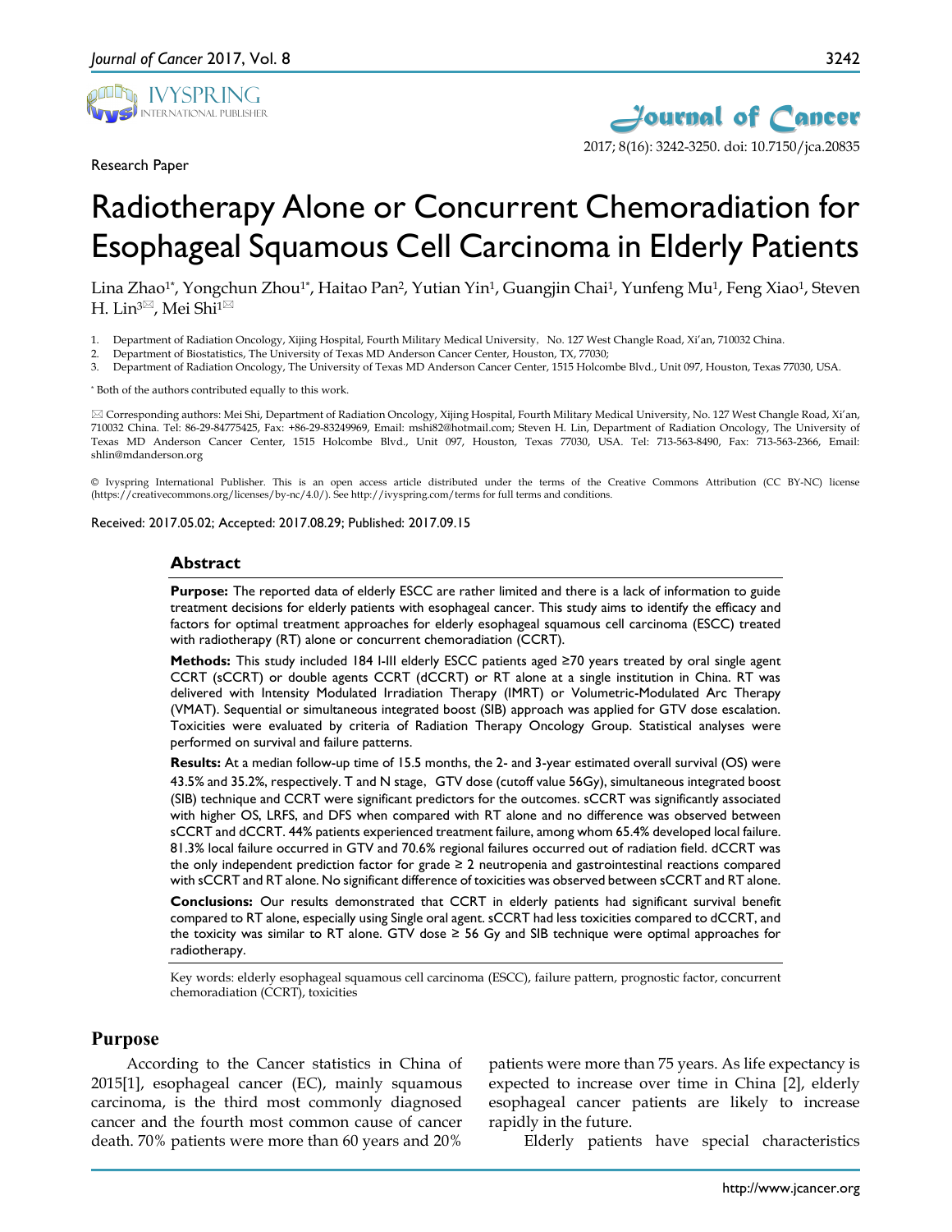Research Paper

# Radiotherapy Alone or Concurrent Chemoradiation for Esophageal Squamous Cell Carcinoma in Elderly Patients

Lina Zhao[1*], Yongchun Zhou[1*], Haitao Pan[2], Yutian Yin[1], Guangjin Chai[1], Yunfeng Mu[1], Feng Xiao[1], Steven H. Lin[3✉], Mei Shi[1✉]

1. Department of Radiation Oncology, Xijing Hospital, Fourth Military Medical University, No. 127 West Changle Road, Xi'an, 710032 China.
2. Department of Biostatistics, The University of Texas MD Anderson Cancer Center, Houston, TX, 77030;
3. Department of Radiation Oncology, The University of Texas MD Anderson Cancer Center, 1515 Holcombe Blvd., Unit 097, Houston, Texas 77030, USA.

\* Both of the authors contributed equally to this work.

✉ Corresponding authors: Mei Shi, Department of Radiation Oncology, Xijing Hospital, Fourth Military Medical University, No. 127 West Changle Road, Xi'an, 710032 China. Tel: 86-29-84775425, Fax: +86-29-83249969, Email: mshi82@hotmail.com; Steven H. Lin, Department of Radiation Oncology, The University of Texas MD Anderson Cancer Center, 1515 Holcombe Blvd., Unit 097, Houston, Texas 77030, USA. Tel: 713-563-8490, Fax: 713-563-2366, Email: shlin@mdanderson.org

© Ivyspring International Publisher. This is an open access article distributed under the terms of the Creative Commons Attribution (CC BY-NC) license (https://creativecommons.org/licenses/by-nc/4.0/). See http://ivyspring.com/terms for full terms and conditions.

Received: 2017.05.02; Accepted: 2017.08.29; Published: 2017.09.15

## Abstract

**Purpose:** The reported data of elderly ESCC are rather limited and there is a lack of information to guide treatment decisions for elderly patients with esophageal cancer. This study aims to identify the efficacy and factors for optimal treatment approaches for elderly esophageal squamous cell carcinoma (ESCC) treated with radiotherapy (RT) alone or concurrent chemoradiation (CCRT).

**Methods:** This study included 184 I-III elderly ESCC patients aged ≥70 years treated by oral single agent CCRT (sCCRT) or double agents CCRT (dCCRT) or RT alone at a single institution in China. RT was delivered with Intensity Modulated Irradiation Therapy (IMRT) or Volumetric-Modulated Arc Therapy (VMAT). Sequential or simultaneous integrated boost (SIB) approach was applied for GTV dose escalation. Toxicities were evaluated by criteria of Radiation Therapy Oncology Group. Statistical analyses were performed on survival and failure patterns.

**Results:** At a median follow-up time of 15.5 months, the 2- and 3-year estimated overall survival (OS) were 43.5% and 35.2%, respectively. T and N stage, GTV dose (cutoff value 56Gy), simultaneous integrated boost (SIB) technique and CCRT were significant predictors for the outcomes. sCCRT was significantly associated with higher OS, LRFS, and DFS when compared with RT alone and no difference was observed between sCCRT and dCCRT. 44% patients experienced treatment failure, among whom 65.4% developed local failure. 81.3% local failure occurred in GTV and 70.6% regional failures occurred out of radiation field. dCCRT was the only independent prediction factor for grade ≥ 2 neutropenia and gastrointestinal reactions compared with sCCRT and RT alone. No significant difference of toxicities was observed between sCCRT and RT alone.

**Conclusions:** Our results demonstrated that CCRT in elderly patients had significant survival benefit compared to RT alone, especially using Single oral agent. sCCRT had less toxicities compared to dCCRT, and the toxicity was similar to RT alone. GTV dose ≥ 56 Gy and SIB technique were optimal approaches for radiotherapy.

Key words: elderly esophageal squamous cell carcinoma (ESCC), failure pattern, prognostic factor, concurrent chemoradiation (CCRT), toxicities

## Purpose

According to the Cancer statistics in China of 2015[1], esophageal cancer (EC), mainly squamous carcinoma, is the third most commonly diagnosed cancer and the fourth most common cause of cancer death. 70% patients were more than 60 years and 20% patients were more than 75 years. As life expectancy is expected to increase over time in China [2], elderly esophageal cancer patients are likely to increase rapidly in the future.

Elderly patients have special characteristics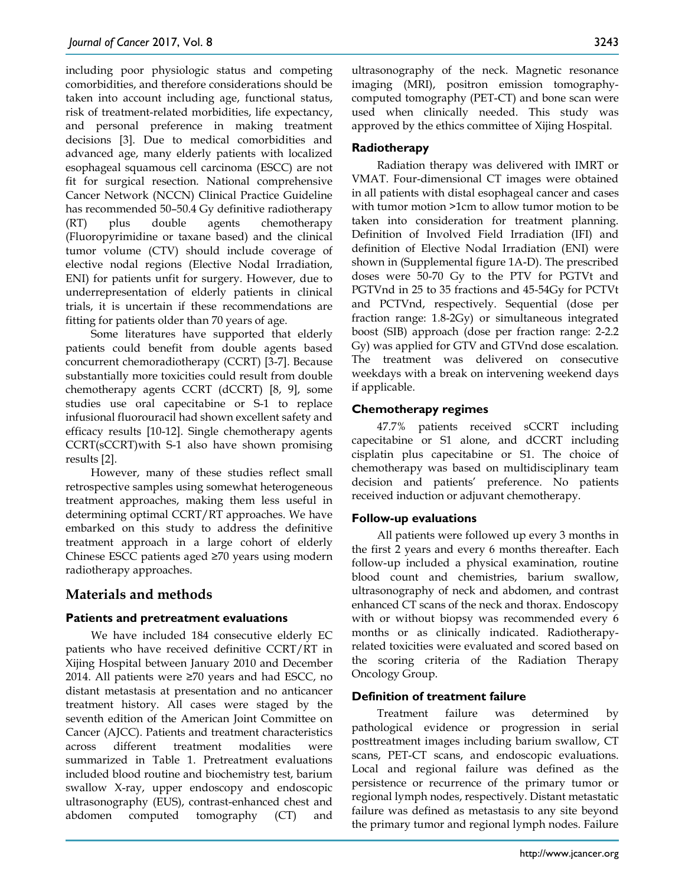including poor physiologic status and competing comorbidities, and therefore considerations should be taken into account including age, functional status, risk of treatment-related morbidities, life expectancy, and personal preference in making treatment decisions [3]. Due to medical comorbidities and advanced age, many elderly patients with localized esophageal squamous cell carcinoma (ESCC) are not fit for surgical resection. National comprehensive Cancer Network (NCCN) Clinical Practice Guideline has recommended 50–50.4 Gy definitive radiotherapy (RT) plus double agents chemotherapy (Fluoropyrimidine or taxane based) and the clinical tumor volume (CTV) should include coverage of elective nodal regions (Elective Nodal Irradiation, ENI) for patients unfit for surgery. However, due to underrepresentation of elderly patients in clinical trials, it is uncertain if these recommendations are fitting for patients older than 70 years of age.

Some literatures have supported that elderly patients could benefit from double agents based concurrent chemoradiotherapy (CCRT) [3-7]. Because substantially more toxicities could result from double chemotherapy agents CCRT (dCCRT) [8, 9], some studies use oral capecitabine or S-1 to replace infusional fluorouracil had shown excellent safety and efficacy results [10-12]. Single chemotherapy agents CCRT(sCCRT)with S-1 also have shown promising results [2].

However, many of these studies reflect small retrospective samples using somewhat heterogeneous treatment approaches, making them less useful in determining optimal CCRT/RT approaches. We have embarked on this study to address the definitive treatment approach in a large cohort of elderly Chinese ESCC patients aged ≥70 years using modern radiotherapy approaches.

## Materials and methods

### Patients and pretreatment evaluations

We have included 184 consecutive elderly EC patients who have received definitive CCRT/RT in Xijing Hospital between January 2010 and December 2014. All patients were ≥70 years and had ESCC, no distant metastasis at presentation and no anticancer treatment history. All cases were staged by the seventh edition of the American Joint Committee on Cancer (AJCC). Patients and treatment characteristics across different treatment modalities were summarized in Table 1. Pretreatment evaluations included blood routine and biochemistry test, barium swallow X-ray, upper endoscopy and endoscopic ultrasonography (EUS), contrast-enhanced chest and abdomen computed tomography (CT) and ultrasonography of the neck. Magnetic resonance imaging (MRI), positron emission tomography-computed tomography (PET-CT) and bone scan were used when clinically needed. This study was approved by the ethics committee of Xijing Hospital.

### Radiotherapy

Radiation therapy was delivered with IMRT or VMAT. Four-dimensional CT images were obtained in all patients with distal esophageal cancer and cases with tumor motion >1cm to allow tumor motion to be taken into consideration for treatment planning. Definition of Involved Field Irradiation (IFI) and definition of Elective Nodal Irradiation (ENI) were shown in (Supplemental figure 1A-D). The prescribed doses were 50-70 Gy to the PTV for PGTVt and PGTVnd in 25 to 35 fractions and 45-54Gy for PCTVt and PCTVnd, respectively. Sequential (dose per fraction range: 1.8-2Gy) or simultaneous integrated boost (SIB) approach (dose per fraction range: 2-2.2 Gy) was applied for GTV and GTVnd dose escalation. The treatment was delivered on consecutive weekdays with a break on intervening weekend days if applicable.

### Chemotherapy regimes

47.7% patients received sCCRT including capecitabine or S1 alone, and dCCRT including cisplatin plus capecitabine or S1. The choice of chemotherapy was based on multidisciplinary team decision and patients' preference. No patients received induction or adjuvant chemotherapy.

### Follow-up evaluations

All patients were followed up every 3 months in the first 2 years and every 6 months thereafter. Each follow-up included a physical examination, routine blood count and chemistries, barium swallow, ultrasonography of neck and abdomen, and contrast enhanced CT scans of the neck and thorax. Endoscopy with or without biopsy was recommended every 6 months or as clinically indicated. Radiotherapy-related toxicities were evaluated and scored based on the scoring criteria of the Radiation Therapy Oncology Group.

### Definition of treatment failure

Treatment failure was determined by pathological evidence or progression in serial posttreatment images including barium swallow, CT scans, PET-CT scans, and endoscopic evaluations. Local and regional failure was defined as the persistence or recurrence of the primary tumor or regional lymph nodes, respectively. Distant metastatic failure was defined as metastasis to any site beyond the primary tumor and regional lymph nodes. Failure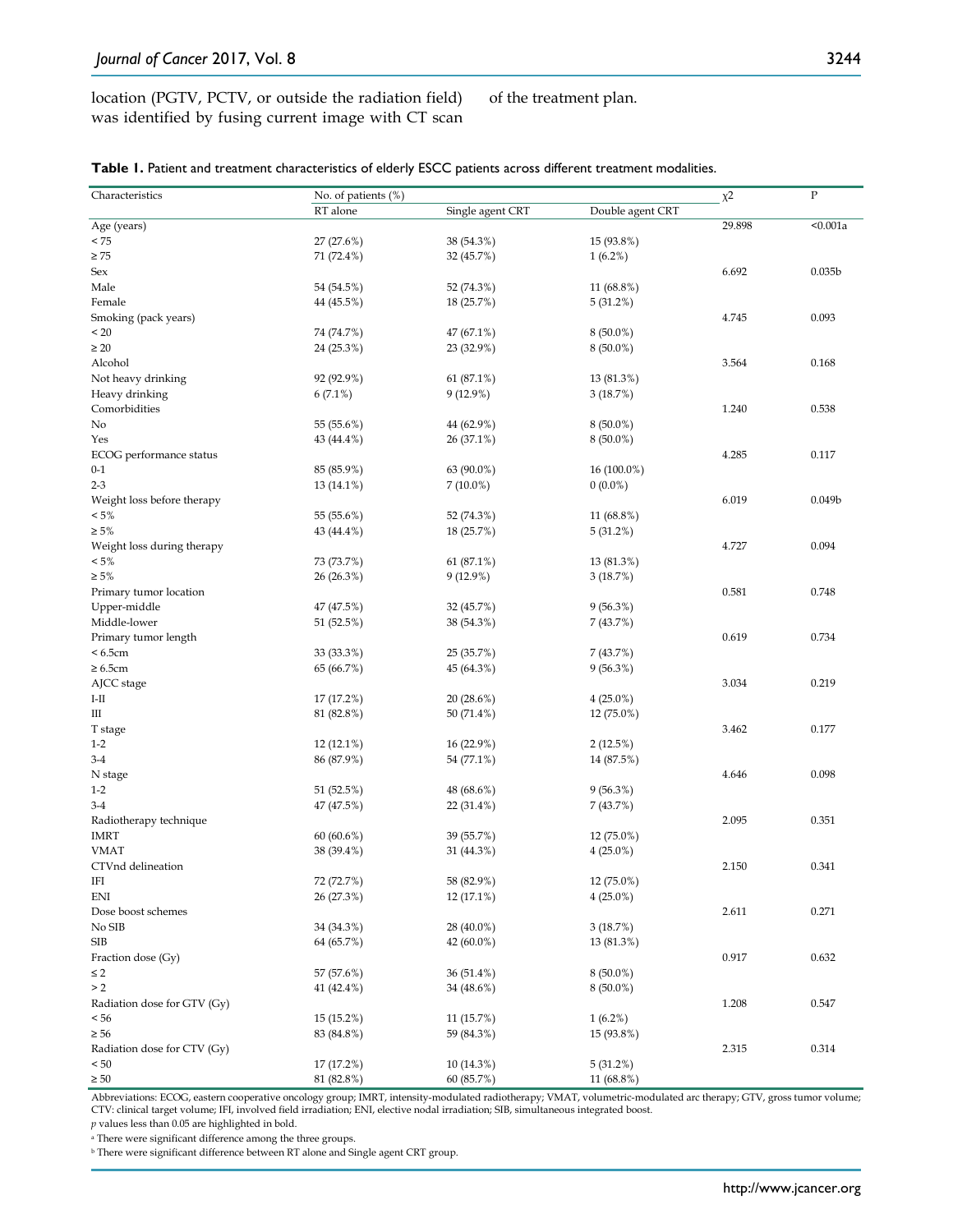location (PGTV, PCTV, or outside the radiation field) was identified by fusing current image with CT scan of the treatment plan.

**Table 1.** Patient and treatment characteristics of elderly ESCC patients across different treatment modalities.

| Characteristics | No. of patients (%) | | | $\chi^2$ | P |
|---|---|---|---|---|---|
| | RT alone | Single agent CRT | Double agent CRT | | |
| Age (years) | | | | 29.898 | <0.001a |
| < 75 | 27 (27.6%) | 38 (54.3%) | 15 (93.8%) | | |
| ≥ 75 | 71 (72.4%) | 32 (45.7%) | 1 (6.2%) | | |
| Sex | | | | 6.692 | 0.035b |
| Male | 54 (54.5%) | 52 (74.3%) | 11 (68.8%) | | |
| Female | 44 (45.5%) | 18 (25.7%) | 5 (31.2%) | | |
| Smoking (pack years) | | | | 4.745 | 0.093 |
| < 20 | 74 (74.7%) | 47 (67.1%) | 8 (50.0%) | | |
| ≥ 20 | 24 (25.3%) | 23 (32.9%) | 8 (50.0%) | | |
| Alcohol | | | | 3.564 | 0.168 |
| Not heavy drinking | 92 (92.9%) | 61 (87.1%) | 13 (81.3%) | | |
| Heavy drinking | 6 (7.1%) | 9 (12.9%) | 3 (18.7%) | | |
| Comorbidities | | | | 1.240 | 0.538 |
| No | 55 (55.6%) | 44 (62.9%) | 8 (50.0%) | | |
| Yes | 43 (44.4%) | 26 (37.1%) | 8 (50.0%) | | |
| ECOG performance status | | | | 4.285 | 0.117 |
| 0-1 | 85 (85.9%) | 63 (90.0%) | 16 (100.0%) | | |
| 2-3 | 13 (14.1%) | 7 (10.0%) | 0 (0.0%) | | |
| Weight loss before therapy | | | | 6.019 | 0.049b |
| < 5% | 55 (55.6%) | 52 (74.3%) | 11 (68.8%) | | |
| ≥ 5% | 43 (44.4%) | 18 (25.7%) | 5 (31.2%) | | |
| Weight loss during therapy | | | | 4.727 | 0.094 |
| < 5% | 73 (73.7%) | 61 (87.1%) | 13 (81.3%) | | |
| ≥ 5% | 26 (26.3%) | 9 (12.9%) | 3 (18.7%) | | |
| Primary tumor location | | | | 0.581 | 0.748 |
| Upper-middle | 47 (47.5%) | 32 (45.7%) | 9 (56.3%) | | |
| Middle-lower | 51 (52.5%) | 38 (54.3%) | 7 (43.7%) | | |
| Primary tumor length | | | | 0.619 | 0.734 |
| < 6.5cm | 33 (33.3%) | 25 (35.7%) | 7 (43.7%) | | |
| ≥ 6.5cm | 65 (66.7%) | 45 (64.3%) | 9 (56.3%) | | |
| AJCC stage | | | | 3.034 | 0.219 |
| I-II | 17 (17.2%) | 20 (28.6%) | 4 (25.0%) | | |
| III | 81 (82.8%) | 50 (71.4%) | 12 (75.0%) | | |
| T stage | | | | 3.462 | 0.177 |
| 1-2 | 12 (12.1%) | 16 (22.9%) | 2 (12.5%) | | |
| 3-4 | 86 (87.9%) | 54 (77.1%) | 14 (87.5%) | | |
| N stage | | | | 4.646 | 0.098 |
| 1-2 | 51 (52.5%) | 48 (68.6%) | 9 (56.3%) | | |
| 3-4 | 47 (47.5%) | 22 (31.4%) | 7 (43.7%) | | |
| Radiotherapy technique | | | | 2.095 | 0.351 |
| IMRT | 60 (60.6%) | 39 (55.7%) | 12 (75.0%) | | |
| VMAT | 38 (39.4%) | 31 (44.3%) | 4 (25.0%) | | |
| CTVnd delineation | | | | 2.150 | 0.341 |
| IFI | 72 (72.7%) | 58 (82.9%) | 12 (75.0%) | | |
| ENI | 26 (27.3%) | 12 (17.1%) | 4 (25.0%) | | |
| Dose boost schemes | | | | 2.611 | 0.271 |
| No SIB | 34 (34.3%) | 28 (40.0%) | 3 (18.7%) | | |
| SIB | 64 (65.7%) | 42 (60.0%) | 13 (81.3%) | | |
| Fraction dose (Gy) | | | | 0.917 | 0.632 |
| ≤ 2 | 57 (57.6%) | 36 (51.4%) | 8 (50.0%) | | |
| > 2 | 41 (42.4%) | 34 (48.6%) | 8 (50.0%) | | |
| Radiation dose for GTV (Gy) | | | | 1.208 | 0.547 |
| < 56 | 15 (15.2%) | 11 (15.7%) | 1 (6.2%) | | |
| ≥ 56 | 83 (84.8%) | 59 (84.3%) | 15 (93.8%) | | |
| Radiation dose for CTV (Gy) | | | | 2.315 | 0.314 |
| < 50 | 17 (17.2%) | 10 (14.3%) | 5 (31.2%) | | |
| ≥ 50 | 81 (82.8%) | 60 (85.7%) | 11 (68.8%) | | |

Abbreviations: ECOG, eastern cooperative oncology group; IMRT, intensity-modulated radiotherapy; VMAT, volumetric-modulated arc therapy; GTV, gross tumor volume; CTV: clinical target volume; IFI, involved field irradiation; ENI, elective nodal irradiation; SIB, simultaneous integrated boost.

*p* values less than 0.05 are highlighted in bold.

[a] There were significant difference among the three groups.

[b] There were significant difference between RT alone and Single agent CRT group.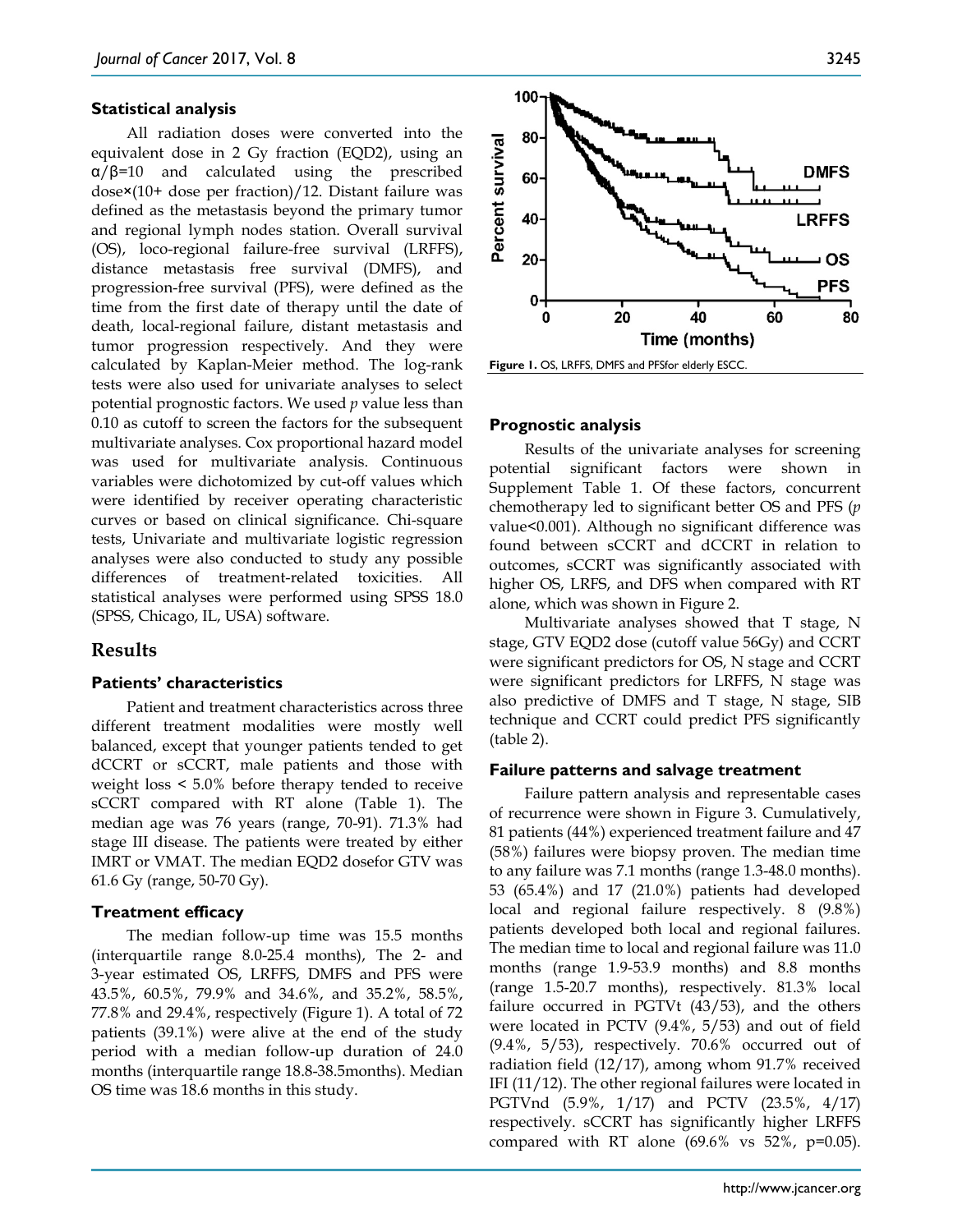### Statistical analysis

All radiation doses were converted into the equivalent dose in 2 Gy fraction (EQD2), using an $\alpha/\beta$=10 and calculated using the prescribed dose×(10+ dose per fraction)/12. Distant failure was defined as the metastasis beyond the primary tumor and regional lymph nodes station. Overall survival (OS), loco-regional failure-free survival (LRFFS), distance metastasis free survival (DMFS), and progression-free survival (PFS), were defined as the time from the first date of therapy until the date of death, local-regional failure, distant metastasis and tumor progression respectively. And they were calculated by Kaplan-Meier method. The log-rank tests were also used for univariate analyses to select potential prognostic factors. We used *p* value less than 0.10 as cutoff to screen the factors for the subsequent multivariate analyses. Cox proportional hazard model was used for multivariate analysis. Continuous variables were dichotomized by cut-off values which were identified by receiver operating characteristic curves or based on clinical significance. Chi-square tests, Univariate and multivariate logistic regression analyses were also conducted to study any possible differences of treatment-related toxicities. All statistical analyses were performed using SPSS 18.0 (SPSS, Chicago, IL, USA) software.

## Results

### Patients' characteristics

Patient and treatment characteristics across three different treatment modalities were mostly well balanced, except that younger patients tended to get dCCRT or sCCRT, male patients and those with weight loss < 5.0% before therapy tended to receive sCCRT compared with RT alone (Table 1). The median age was 76 years (range, 70-91). 71.3% had stage III disease. The patients were treated by either IMRT or VMAT. The median EQD2 dosefor GTV was 61.6 Gy (range, 50-70 Gy).

### Treatment efficacy

The median follow-up time was 15.5 months (interquartile range 8.0-25.4 months), The 2- and 3-year estimated OS, LRFFS, DMFS and PFS were 43.5%, 60.5%, 79.9% and 34.6%, and 35.2%, 58.5%, 77.8% and 29.4%, respectively (Figure 1). A total of 72 patients (39.1%) were alive at the end of the study period with a median follow-up duration of 24.0 months (interquartile range 18.8-38.5months). Median OS time was 18.6 months in this study.

**Figure 1.** OS, LRFFS, DMFS and PFSfor elderly ESCC.

### Prognostic analysis

Results of the univariate analyses for screening potential significant factors were shown in Supplement Table 1. Of these factors, concurrent chemotherapy led to significant better OS and PFS (*p* value<0.001). Although no significant difference was found between sCCRT and dCCRT in relation to outcomes, sCCRT was significantly associated with higher OS, LRFS, and DFS when compared with RT alone, which was shown in Figure 2.

Multivariate analyses showed that T stage, N stage, GTV EQD2 dose (cutoff value 56Gy) and CCRT were significant predictors for OS, N stage and CCRT were significant predictors for LRFFS, N stage was also predictive of DMFS and T stage, N stage, SIB technique and CCRT could predict PFS significantly (table 2).

### Failure patterns and salvage treatment

Failure pattern analysis and representable cases of recurrence were shown in Figure 3. Cumulatively, 81 patients (44%) experienced treatment failure and 47 (58%) failures were biopsy proven. The median time to any failure was 7.1 months (range 1.3-48.0 months). 53 (65.4%) and 17 (21.0%) patients had developed local and regional failure respectively. 8 (9.8%) patients developed both local and regional failures. The median time to local and regional failure was 11.0 months (range 1.9-53.9 months) and 8.8 months (range 1.5-20.7 months), respectively. 81.3% local failure occurred in PGTVt (43/53), and the others were located in PCTV (9.4%, 5/53) and out of field (9.4%, 5/53), respectively. 70.6% occurred out of radiation field (12/17), among whom 91.7% received IFI (11/12). The other regional failures were located in PGTVnd (5.9%, 1/17) and PCTV (23.5%, 4/17) respectively. sCCRT has significantly higher LRFFS compared with RT alone (69.6% vs 52%, p=0.05).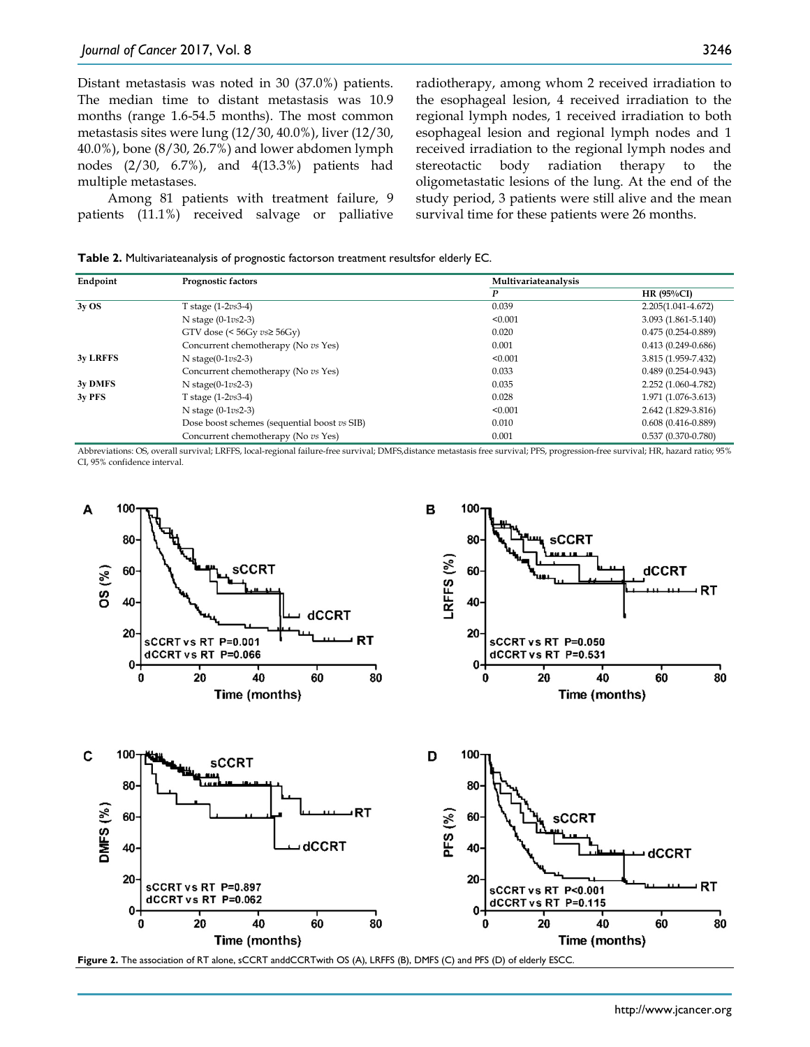Distant metastasis was noted in 30 (37.0%) patients. The median time to distant metastasis was 10.9 months (range 1.6-54.5 months). The most common metastasis sites were lung (12/30, 40.0%), liver (12/30, 40.0%), bone (8/30, 26.7%) and lower abdomen lymph nodes (2/30, 6.7%), and 4(13.3%) patients had multiple metastases.

Among 81 patients with treatment failure, 9 patients (11.1%) received salvage or palliative radiotherapy, among whom 2 received irradiation to the esophageal lesion, 4 received irradiation to the regional lymph nodes, 1 received irradiation to both esophageal lesion and regional lymph nodes and 1 received irradiation to the regional lymph nodes and stereotactic body radiation therapy to the oligometastatic lesions of the lung. At the end of the study period, 3 patients were still alive and the mean survival time for these patients were 26 months.

**Table 2.** Multivariateanalysis of prognostic factorson treatment resultsfor elderly EC.

| Endpoint | Prognostic factors | Multivariateanalysis | |
|---|---|---|---|
| | | *P* | HR (95%CI) |
| 3y OS | T stage (1-2*vs*3-4) | 0.039 | 2.205(1.041-4.672) |
| | N stage (0-1*vs*2-3) | <0.001 | 3.093 (1.861-5.140) |
| | GTV dose (< 56Gy *vs*≥ 56Gy) | 0.020 | 0.475 (0.254-0.889) |
| | Concurrent chemotherapy (No *vs* Yes) | 0.001 | 0.413 (0.249-0.686) |
| 3y LRFFS | N stage(0-1*vs*2-3) | <0.001 | 3.815 (1.959-7.432) |
| | Concurrent chemotherapy (No *vs* Yes) | 0.033 | 0.489 (0.254-0.943) |
| 3y DMFS | N stage(0-1*vs*2-3) | 0.035 | 2.252 (1.060-4.782) |
| 3y PFS | T stage (1-2*vs*3-4) | 0.028 | 1.971 (1.076-3.613) |
| | N stage (0-1*vs*2-3) | <0.001 | 2.642 (1.829-3.816) |
| | Dose boost schemes (sequential boost *vs* SIB) | 0.010 | 0.608 (0.416-0.889) |
| | Concurrent chemotherapy (No *vs* Yes) | 0.001 | 0.537 (0.370-0.780) |

Abbreviations: OS, overall survival; LRFFS, local-regional failure-free survival; DMFS,distance metastasis free survival; PFS, progression-free survival; HR, hazard ratio; 95% CI, 95% confidence interval.

**Figure 2.** The association of RT alone, sCCRT anddCCRTwith OS (A), LRFFS (B), DMFS (C) and PFS (D) of elderly ESCC.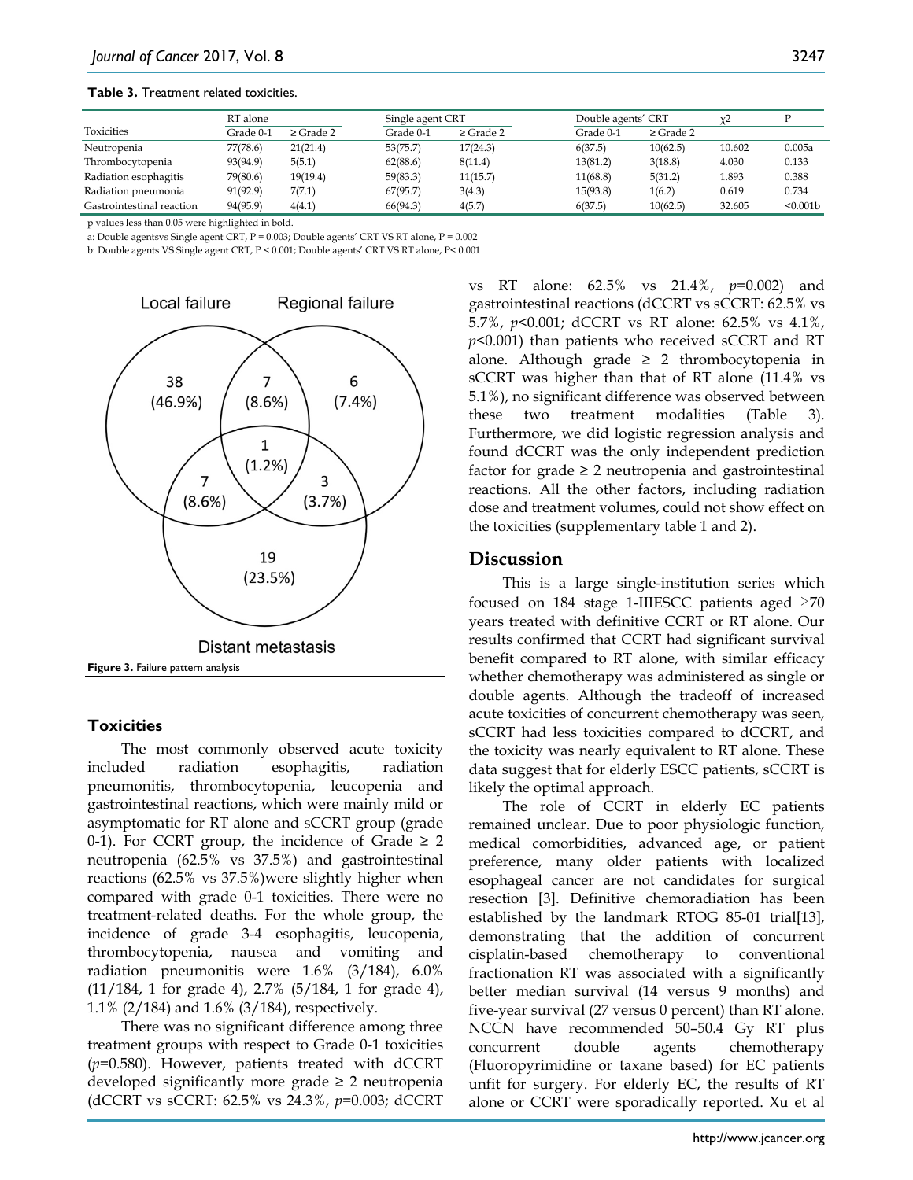**Table 3.** Treatment related toxicities.

| Toxicities | RT alone | | Single agent CRT | | Double agents' CRT | | χ2 | P |
|---|---|---|---|---|---|---|---|---|
| | Grade 0-1 | ≥ Grade 2 | Grade 0-1 | ≥ Grade 2 | Grade 0-1 | ≥ Grade 2 | | |
| Neutropenia | 77(78.6) | 21(21.4) | 53(75.7) | 17(24.3) | 6(37.5) | 10(62.5) | 10.602 | 0.005a |
| Thrombocytopenia | 93(94.9) | 5(5.1) | 62(88.6) | 8(11.4) | 13(81.2) | 3(18.8) | 4.030 | 0.133 |
| Radiation esophagitis | 79(80.6) | 19(19.4) | 59(83.3) | 11(15.7) | 11(68.8) | 5(31.2) | 1.893 | 0.388 |
| Radiation pneumonia | 91(92.9) | 7(7.1) | 67(95.7) | 3(4.3) | 15(93.8) | 1(6.2) | 0.619 | 0.734 |
| Gastrointestinal reaction | 94(95.9) | 4(4.1) | 66(94.3) | 4(5.7) | 6(37.5) | 10(62.5) | 32.605 | <0.001b |

p values less than 0.05 were highlighted in bold.

a: Double agentsvs Single agent CRT, P = 0.003; Double agents' CRT VS RT alone, P = 0.002

b: Double agents VS Single agent CRT, P < 0.001; Double agents' CRT VS RT alone, P< 0.001

**Figure 3.** Failure pattern analysis

### Toxicities

The most commonly observed acute toxicity included radiation esophagitis, radiation pneumonitis, thrombocytopenia, leucopenia and gastrointestinal reactions, which were mainly mild or asymptomatic for RT alone and sCCRT group (grade 0-1). For CCRT group, the incidence of Grade ≥ 2 neutropenia (62.5% vs 37.5%) and gastrointestinal reactions (62.5% vs 37.5%)were slightly higher when compared with grade 0-1 toxicities. There were no treatment-related deaths. For the whole group, the incidence of grade 3-4 esophagitis, leucopenia, thrombocytopenia, nausea and vomiting and radiation pneumonitis were 1.6% (3/184), 6.0% (11/184, 1 for grade 4), 2.7% (5/184, 1 for grade 4), 1.1% (2/184) and 1.6% (3/184), respectively.

There was no significant difference among three treatment groups with respect to Grade 0-1 toxicities (*p*=0.580). However, patients treated with dCCRT developed significantly more grade ≥ 2 neutropenia (dCCRT vs sCCRT: 62.5% vs 24.3%, *p*=0.003; dCCRT vs RT alone: 62.5% vs 21.4%, *p*=0.002) and gastrointestinal reactions (dCCRT vs sCCRT: 62.5% vs 5.7%, *p*<0.001; dCCRT vs RT alone: 62.5% vs 4.1%, *p*<0.001) than patients who received sCCRT and RT alone. Although grade ≥ 2 thrombocytopenia in sCCRT was higher than that of RT alone (11.4% vs 5.1%), no significant difference was observed between these two treatment modalities (Table 3). Furthermore, we did logistic regression analysis and found dCCRT was the only independent prediction factor for grade ≥ 2 neutropenia and gastrointestinal reactions. All the other factors, including radiation dose and treatment volumes, could not show effect on the toxicities (supplementary table 1 and 2).

## Discussion

This is a large single-institution series which focused on 184 stage 1-IIIESCC patients aged ≥70 years treated with definitive CCRT or RT alone. Our results confirmed that CCRT had significant survival benefit compared to RT alone, with similar efficacy whether chemotherapy was administered as single or double agents. Although the tradeoff of increased acute toxicities of concurrent chemotherapy was seen, sCCRT had less toxicities compared to dCCRT, and the toxicity was nearly equivalent to RT alone. These data suggest that for elderly ESCC patients, sCCRT is likely the optimal approach.

The role of CCRT in elderly EC patients remained unclear. Due to poor physiologic function, medical comorbidities, advanced age, or patient preference, many older patients with localized esophageal cancer are not candidates for surgical resection [3]. Definitive chemoradiation has been established by the landmark RTOG 85-01 trial[13], demonstrating that the addition of concurrent cisplatin-based chemotherapy to conventional fractionation RT was associated with a significantly better median survival (14 versus 9 months) and five-year survival (27 versus 0 percent) than RT alone. NCCN have recommended 50–50.4 Gy RT plus concurrent double agents chemotherapy (Fluoropyrimidine or taxane based) for EC patients unfit for surgery. For elderly EC, the results of RT alone or CCRT were sporadically reported. Xu et al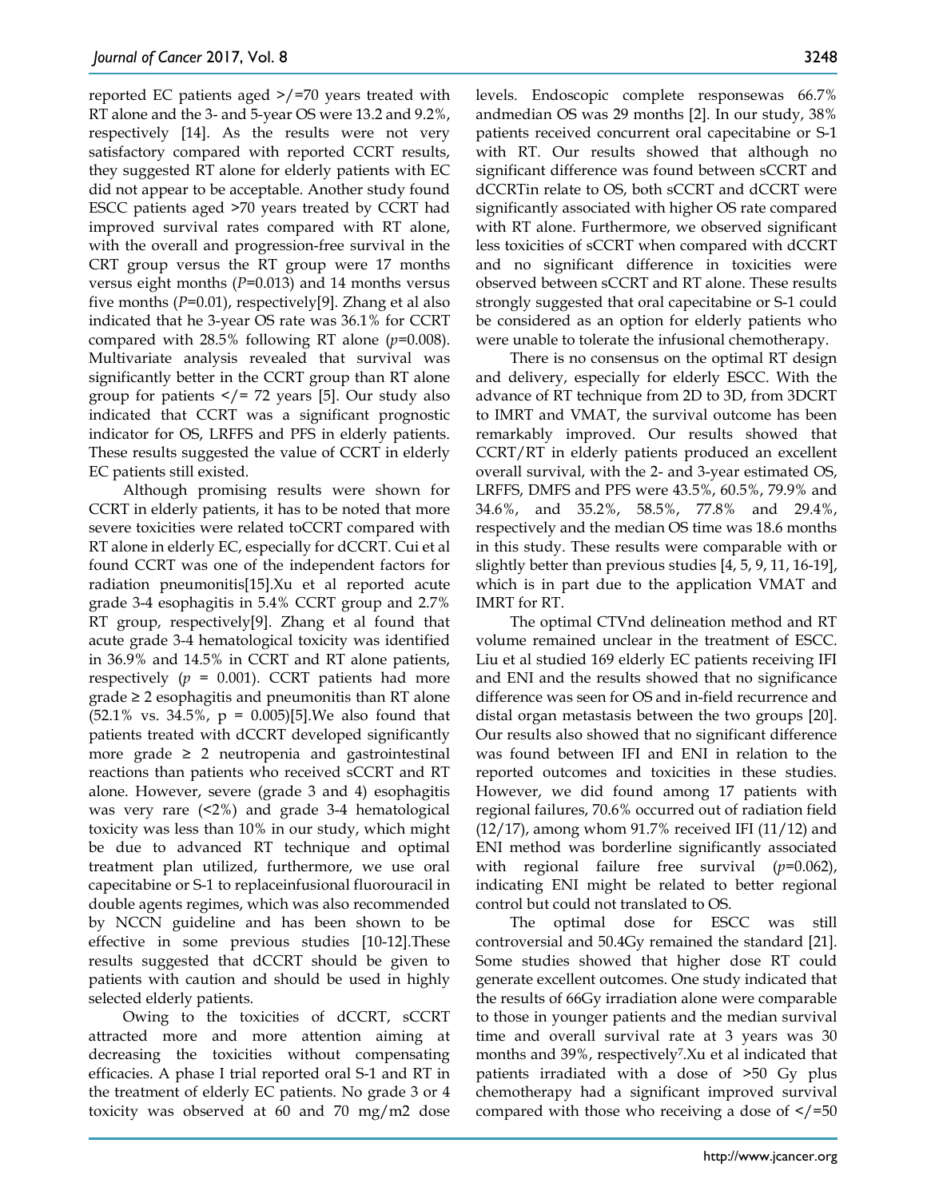reported EC patients aged >/=70 years treated with RT alone and the 3- and 5-year OS were 13.2 and 9.2%, respectively [14]. As the results were not very satisfactory compared with reported CCRT results, they suggested RT alone for elderly patients with EC did not appear to be acceptable. Another study found ESCC patients aged >70 years treated by CCRT had improved survival rates compared with RT alone, with the overall and progression-free survival in the CRT group versus the RT group were 17 months versus eight months (*P*=0.013) and 14 months versus five months (*P*=0.01), respectively[9]. Zhang et al also indicated that he 3-year OS rate was 36.1% for CCRT compared with 28.5% following RT alone (*p*=0.008). Multivariate analysis revealed that survival was significantly better in the CCRT group than RT alone group for patients </= 72 years [5]. Our study also indicated that CCRT was a significant prognostic indicator for OS, LRFFS and PFS in elderly patients. These results suggested the value of CCRT in elderly EC patients still existed.

Although promising results were shown for CCRT in elderly patients, it has to be noted that more severe toxicities were related toCCRT compared with RT alone in elderly EC, especially for dCCRT. Cui et al found CCRT was one of the independent factors for radiation pneumonitis[15].Xu et al reported acute grade 3-4 esophagitis in 5.4% CCRT group and 2.7% RT group, respectively[9]. Zhang et al found that acute grade 3-4 hematological toxicity was identified in 36.9% and 14.5% in CCRT and RT alone patients, respectively ($p$ = 0.001). CCRT patients had more grade ≥ 2 esophagitis and pneumonitis than RT alone (52.1% vs. 34.5%, p = 0.005)[5].We also found that patients treated with dCCRT developed significantly more grade ≥ 2 neutropenia and gastrointestinal reactions than patients who received sCCRT and RT alone. However, severe (grade 3 and 4) esophagitis was very rare (<2%) and grade 3-4 hematological toxicity was less than 10% in our study, which might be due to advanced RT technique and optimal treatment plan utilized, furthermore, we use oral capecitabine or S-1 to replaceinfusional fluorouracil in double agents regimes, which was also recommended by NCCN guideline and has been shown to be effective in some previous studies [10-12].These results suggested that dCCRT should be given to patients with caution and should be used in highly selected elderly patients.

Owing to the toxicities of dCCRT, sCCRT attracted more and more attention aiming at decreasing the toxicities without compensating efficacies. A phase I trial reported oral S-1 and RT in the treatment of elderly EC patients. No grade 3 or 4 toxicity was observed at 60 and 70 mg/m2 dose levels. Endoscopic complete responsewas 66.7% andmedian OS was 29 months [2]. In our study, 38% patients received concurrent oral capecitabine or S-1 with RT. Our results showed that although no significant difference was found between sCCRT and dCCRTin relate to OS, both sCCRT and dCCRT were significantly associated with higher OS rate compared with RT alone. Furthermore, we observed significant less toxicities of sCCRT when compared with dCCRT and no significant difference in toxicities were observed between sCCRT and RT alone. These results strongly suggested that oral capecitabine or S-1 could be considered as an option for elderly patients who were unable to tolerate the infusional chemotherapy.

There is no consensus on the optimal RT design and delivery, especially for elderly ESCC. With the advance of RT technique from 2D to 3D, from 3DCRT to IMRT and VMAT, the survival outcome has been remarkably improved. Our results showed that CCRT/RT in elderly patients produced an excellent overall survival, with the 2- and 3-year estimated OS, LRFFS, DMFS and PFS were 43.5%, 60.5%, 79.9% and 34.6%, and 35.2%, 58.5%, 77.8% and 29.4%, respectively and the median OS time was 18.6 months in this study. These results were comparable with or slightly better than previous studies [4, 5, 9, 11, 16-19], which is in part due to the application VMAT and IMRT for RT.

The optimal CTVnd delineation method and RT volume remained unclear in the treatment of ESCC. Liu et al studied 169 elderly EC patients receiving IFI and ENI and the results showed that no significance difference was seen for OS and in-field recurrence and distal organ metastasis between the two groups [20]. Our results also showed that no significant difference was found between IFI and ENI in relation to the reported outcomes and toxicities in these studies. However, we did found among 17 patients with regional failures, 70.6% occurred out of radiation field (12/17), among whom 91.7% received IFI (11/12) and ENI method was borderline significantly associated with regional failure free survival (*p*=0.062), indicating ENI might be related to better regional control but could not translated to OS.

The optimal dose for ESCC was still controversial and 50.4Gy remained the standard [21]. Some studies showed that higher dose RT could generate excellent outcomes. One study indicated that the results of 66Gy irradiation alone were comparable to those in younger patients and the median survival time and overall survival rate at 3 years was 30 months and 39%, respectively[7].Xu et al indicated that patients irradiated with a dose of >50 Gy plus chemotherapy had a significant improved survival compared with those who receiving a dose of </=50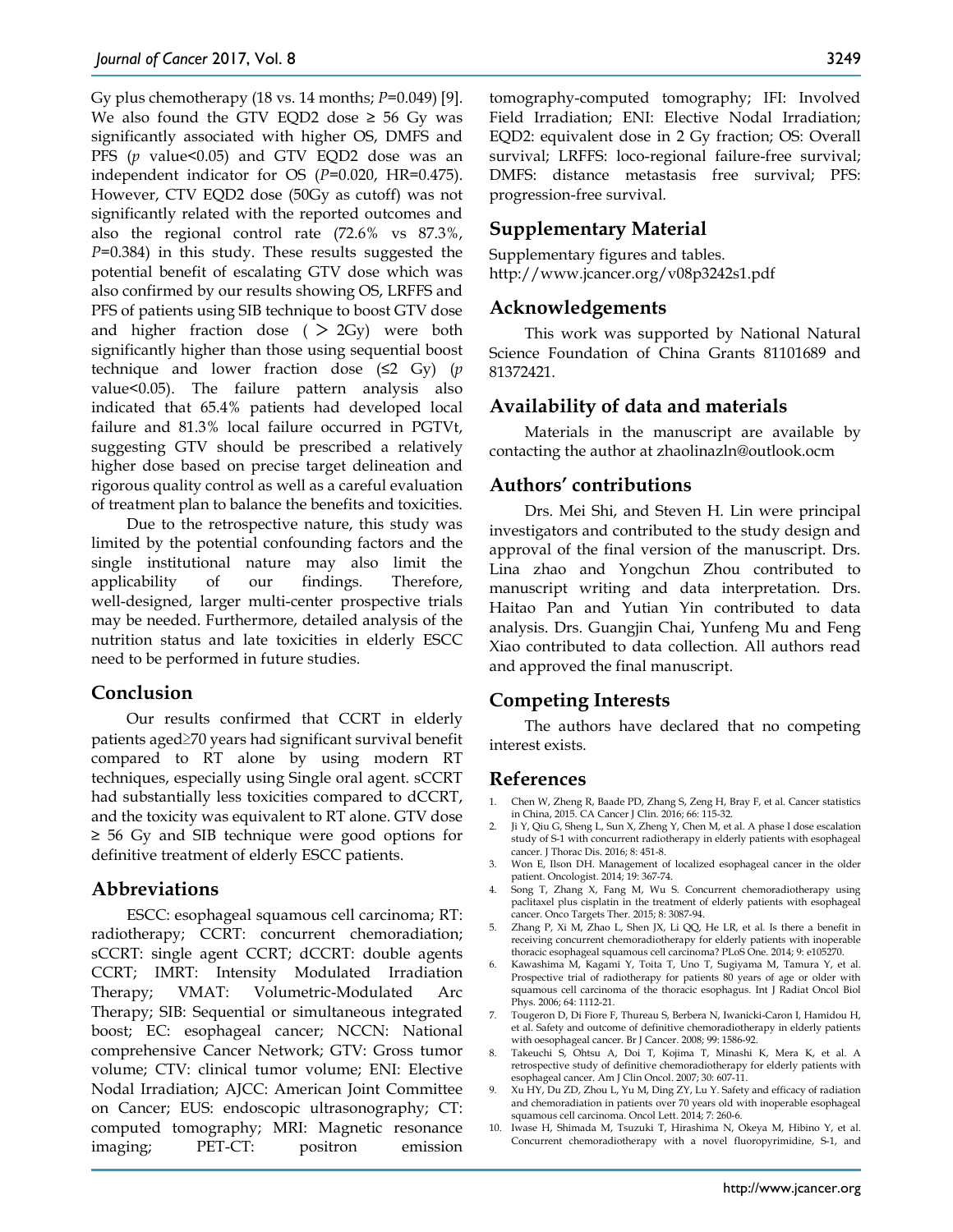Gy plus chemotherapy (18 vs. 14 months; *P*=0.049) [9]. We also found the GTV EQD2 dose ≥ 56 Gy was significantly associated with higher OS, DMFS and PFS (*p* value<0.05) and GTV EQD2 dose was an independent indicator for OS (*P*=0.020, HR=0.475). However, CTV EQD2 dose (50Gy as cutoff) was not significantly related with the reported outcomes and also the regional control rate (72.6% vs 87.3%, *P*=0.384) in this study. These results suggested the potential benefit of escalating GTV dose which was also confirmed by our results showing OS, LRFFS and PFS of patients using SIB technique to boost GTV dose and higher fraction dose (＞2Gy) were both significantly higher than those using sequential boost technique and lower fraction dose (≤2 Gy) (*p* value<0.05). The failure pattern analysis also indicated that 65.4% patients had developed local failure and 81.3% local failure occurred in PGTVt, suggesting GTV should be prescribed a relatively higher dose based on precise target delineation and rigorous quality control as well as a careful evaluation of treatment plan to balance the benefits and toxicities.

Due to the retrospective nature, this study was limited by the potential confounding factors and the single institutional nature may also limit the applicability of our findings. Therefore, well-designed, larger multi-center prospective trials may be needed. Furthermore, detailed analysis of the nutrition status and late toxicities in elderly ESCC need to be performed in future studies.

## Conclusion

Our results confirmed that CCRT in elderly patients aged≥70 years had significant survival benefit compared to RT alone by using modern RT techniques, especially using Single oral agent. sCCRT had substantially less toxicities compared to dCCRT, and the toxicity was equivalent to RT alone. GTV dose ≥ 56 Gy and SIB technique were good options for definitive treatment of elderly ESCC patients.

## Abbreviations

ESCC: esophageal squamous cell carcinoma; RT: radiotherapy; CCRT: concurrent chemoradiation; sCCRT: single agent CCRT; dCCRT: double agents CCRT; IMRT: Intensity Modulated Irradiation Therapy; VMAT: Volumetric-Modulated Arc Therapy; SIB: Sequential or simultaneous integrated boost; EC: esophageal cancer; NCCN: National comprehensive Cancer Network; GTV: Gross tumor volume; CTV: clinical tumor volume; ENI: Elective Nodal Irradiation; AJCC: American Joint Committee on Cancer; EUS: endoscopic ultrasonography; CT: computed tomography; MRI: Magnetic resonance imaging; PET-CT: positron emission tomography-computed tomography; IFI: Involved Field Irradiation; ENI: Elective Nodal Irradiation; EQD2: equivalent dose in 2 Gy fraction; OS: Overall survival; LRFFS: loco-regional failure-free survival; DMFS: distance metastasis free survival; PFS: progression-free survival.

## Supplementary Material

Supplementary figures and tables.
http://www.jcancer.org/v08p3242s1.pdf

## Acknowledgements

This work was supported by National Natural Science Foundation of China Grants 81101689 and 81372421.

## Availability of data and materials

Materials in the manuscript are available by contacting the author at zhaolinazln@outlook.ocm

## Authors' contributions

Drs. Mei Shi, and Steven H. Lin were principal investigators and contributed to the study design and approval of the final version of the manuscript. Drs. Lina zhao and Yongchun Zhou contributed to manuscript writing and data interpretation. Drs. Haitao Pan and Yutian Yin contributed to data analysis. Drs. Guangjin Chai, Yunfeng Mu and Feng Xiao contributed to data collection. All authors read and approved the final manuscript.

## Competing Interests

The authors have declared that no competing interest exists.

## References

1. Chen W, Zheng R, Baade PD, Zhang S, Zeng H, Bray F, et al. Cancer statistics in China, 2015. CA Cancer J Clin. 2016; 66: 115-32.
2. Ji Y, Qiu G, Sheng L, Sun X, Zheng Y, Chen M, et al. A phase I dose escalation study of S-1 with concurrent radiotherapy in elderly patients with esophageal cancer. J Thorac Dis. 2016; 8: 451-8.
3. Won E, Ilson DH. Management of localized esophageal cancer in the older patient. Oncologist. 2014; 19: 367-74.
4. Song T, Zhang X, Fang M, Wu S. Concurrent chemoradiotherapy using paclitaxel plus cisplatin in the treatment of elderly patients with esophageal cancer. Onco Targets Ther. 2015; 8: 3087-94.
5. Zhang P, Xi M, Zhao L, Shen JX, Li QQ, He LR, et al. Is there a benefit in receiving concurrent chemoradiotherapy for elderly patients with inoperable thoracic esophageal squamous cell carcinoma? PLoS One. 2014; 9: e105270.
6. Kawashima M, Kagami Y, Toita T, Uno T, Sugiyama M, Tamura Y, et al. Prospective trial of radiotherapy for patients 80 years of age or older with squamous cell carcinoma of the thoracic esophagus. Int J Radiat Oncol Biol Phys. 2006; 64: 1112-21.
7. Tougeron D, Di Fiore F, Thureau S, Berbera N, Iwanicki-Caron I, Hamidou H, et al. Safety and outcome of definitive chemoradiotherapy in elderly patients with oesophageal cancer. Br J Cancer. 2008; 99: 1586-92.
8. Takeuchi S, Ohtsu A, Doi T, Kojima T, Minashi K, Mera K, et al. A retrospective study of definitive chemoradiotherapy for elderly patients with esophageal cancer. Am J Clin Oncol. 2007; 30: 607-11.
9. Xu HY, Du ZD, Zhou L, Yu M, Ding ZY, Lu Y. Safety and efficacy of radiation and chemoradiation in patients over 70 years old with inoperable esophageal squamous cell carcinoma. Oncol Lett. 2014; 7: 260-6.
10. Iwase H, Shimada M, Tsuzuki T, Hirashima N, Okeya M, Hibino Y, et al. Concurrent chemoradiotherapy with a novel fluoropyrimidine, S-1, and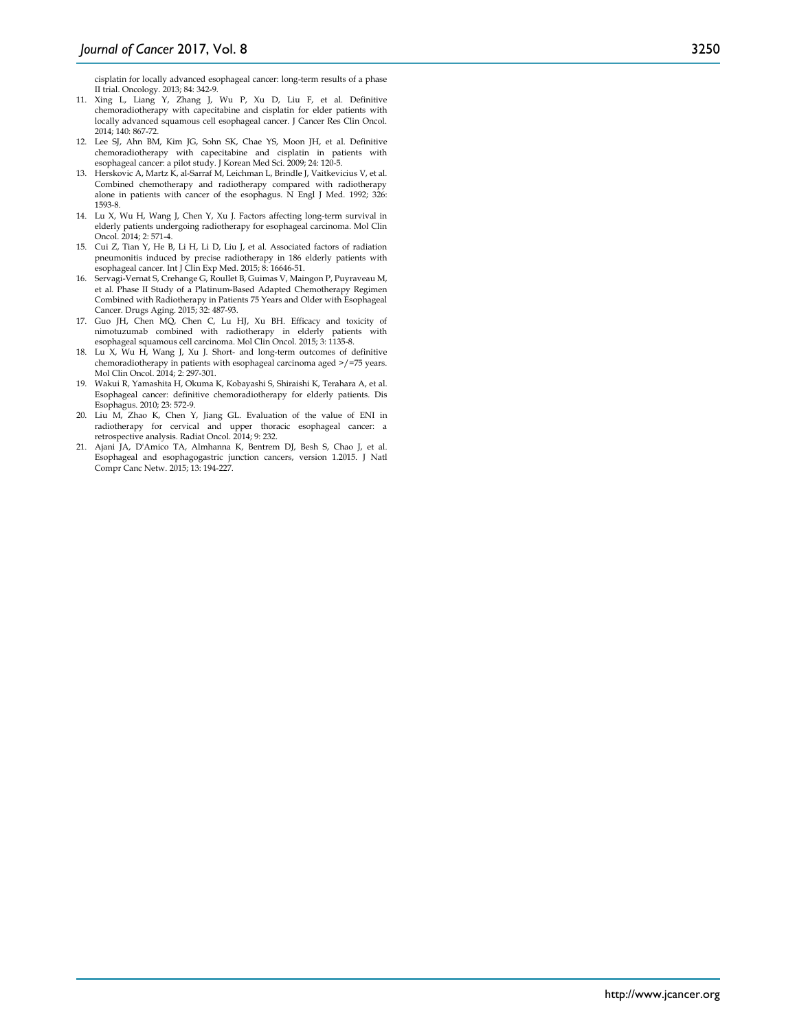cisplatin for locally advanced esophageal cancer: long-term results of a phase II trial. Oncology. 2013; 84: 342-9.

11. Xing L, Liang Y, Zhang J, Wu P, Xu D, Liu F, et al. Definitive chemoradiotherapy with capecitabine and cisplatin for elder patients with locally advanced squamous cell esophageal cancer. J Cancer Res Clin Oncol. 2014; 140: 867-72.
12. Lee SJ, Ahn BM, Kim JG, Sohn SK, Chae YS, Moon JH, et al. Definitive chemoradiotherapy with capecitabine and cisplatin in patients with esophageal cancer: a pilot study. J Korean Med Sci. 2009; 24: 120-5.
13. Herskovic A, Martz K, al-Sarraf M, Leichman L, Brindle J, Vaitkevicius V, et al. Combined chemotherapy and radiotherapy compared with radiotherapy alone in patients with cancer of the esophagus. N Engl J Med. 1992; 326: 1593-8.
14. Lu X, Wu H, Wang J, Chen Y, Xu J. Factors affecting long-term survival in elderly patients undergoing radiotherapy for esophageal carcinoma. Mol Clin Oncol. 2014; 2: 571-4.
15. Cui Z, Tian Y, He B, Li H, Li D, Liu J, et al. Associated factors of radiation pneumonitis induced by precise radiotherapy in 186 elderly patients with esophageal cancer. Int J Clin Exp Med. 2015; 8: 16646-51.
16. Servagi-Vernat S, Crehange G, Roullet B, Guimas V, Maingon P, Puyraveau M, et al. Phase II Study of a Platinum-Based Adapted Chemotherapy Regimen Combined with Radiotherapy in Patients 75 Years and Older with Esophageal Cancer. Drugs Aging. 2015; 32: 487-93.
17. Guo JH, Chen MQ, Chen C, Lu HJ, Xu BH. Efficacy and toxicity of nimotuzumab combined with radiotherapy in elderly patients with esophageal squamous cell carcinoma. Mol Clin Oncol. 2015; 3: 1135-8.
18. Lu X, Wu H, Wang J, Xu J. Short- and long-term outcomes of definitive chemoradiotherapy in patients with esophageal carcinoma aged >/=75 years. Mol Clin Oncol. 2014; 2: 297-301.
19. Wakui R, Yamashita H, Okuma K, Kobayashi S, Shiraishi K, Terahara A, et al. Esophageal cancer: definitive chemoradiotherapy for elderly patients. Dis Esophagus. 2010; 23: 572-9.
20. Liu M, Zhao K, Chen Y, Jiang GL. Evaluation of the value of ENI in radiotherapy for cervical and upper thoracic esophageal cancer: a retrospective analysis. Radiat Oncol. 2014; 9: 232.
21. Ajani JA, D'Amico TA, Almhanna K, Bentrem DJ, Besh S, Chao J, et al. Esophageal and esophagogastric junction cancers, version 1.2015. J Natl Compr Canc Netw. 2015; 13: 194-227.